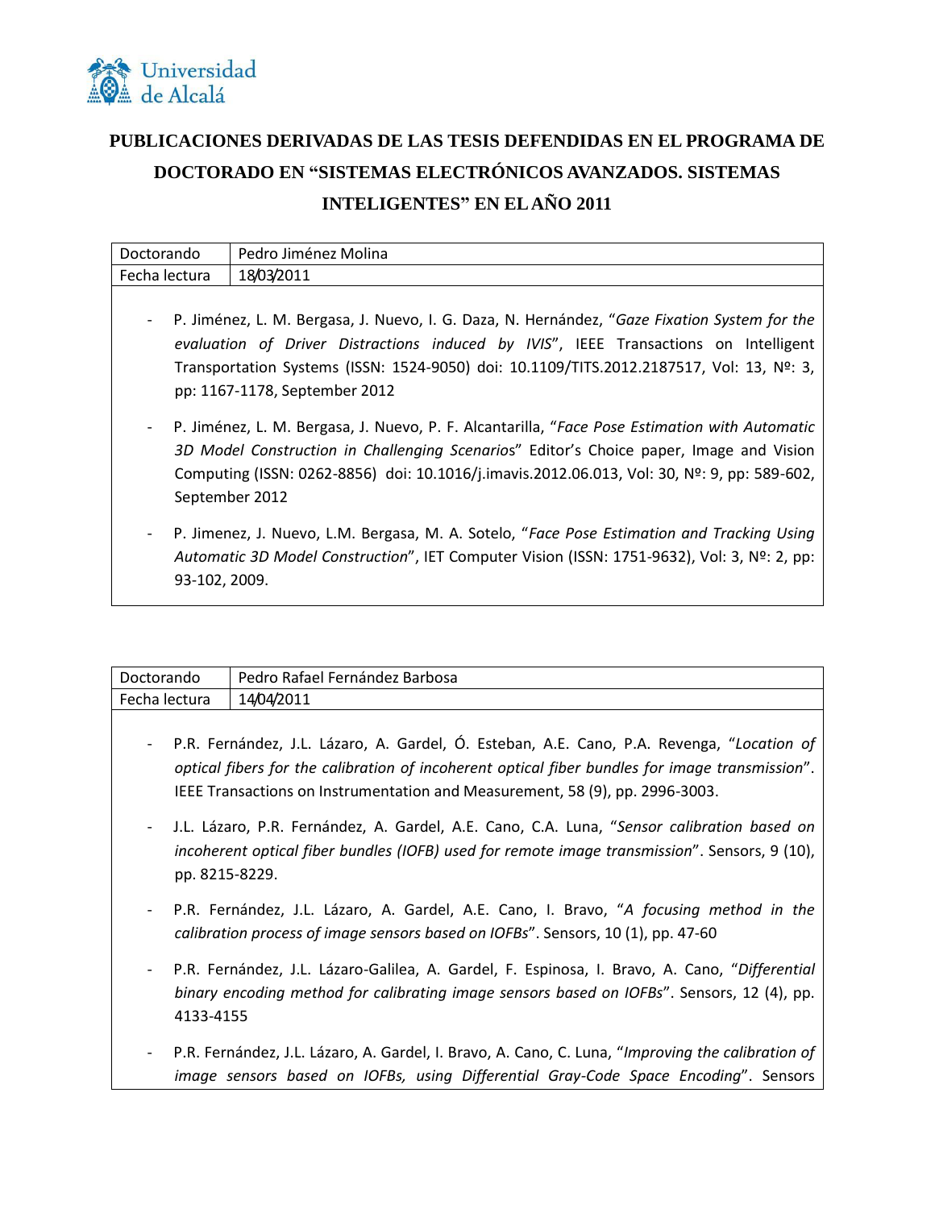Universidad de Alcalá

# PUBLICACIONES DERIVADAS DE LAS TESIS DEFENDIDAS EN EL PROGRAMA DE DOCTORADO EN "SISTEMAS ELECTRÓNICOS AVANZADOS. SISTEMAS INTELIGENTES" EN EL AÑO 2011

| Doctorando | Pedro Jiménez Molina |
|---|---|
| Fecha lectura | 18/03/2011 |

- P. Jiménez, L. M. Bergasa, J. Nuevo, I. G. Daza, N. Hernández, "*Gaze Fixation System for the evaluation of Driver Distractions induced by IVIS*", IEEE Transactions on Intelligent Transportation Systems (ISSN: 1524-9050) doi: 10.1109/TITS.2012.2187517, Vol: 13, Nº: 3, pp: 1167-1178, September 2012
- P. Jiménez, L. M. Bergasa, J. Nuevo, P. F. Alcantarilla, "*Face Pose Estimation with Automatic 3D Model Construction in Challenging Scenarios*" Editor's Choice paper, Image and Vision Computing (ISSN: 0262-8856) doi: 10.1016/j.imavis.2012.06.013, Vol: 30, Nº: 9, pp: 589-602, September 2012
- P. Jimenez, J. Nuevo, L.M. Bergasa, M. A. Sotelo, "*Face Pose Estimation and Tracking Using Automatic 3D Model Construction*", IET Computer Vision (ISSN: 1751-9632), Vol: 3, Nº: 2, pp: 93-102, 2009.

| Doctorando | Pedro Rafael Fernández Barbosa |
|---|---|
| Fecha lectura | 14/04/2011 |

- P.R. Fernández, J.L. Lázaro, A. Gardel, Ó. Esteban, A.E. Cano, P.A. Revenga, "*Location of optical fibers for the calibration of incoherent optical fiber bundles for image transmission*". IEEE Transactions on Instrumentation and Measurement, 58 (9), pp. 2996-3003.
- J.L. Lázaro, P.R. Fernández, A. Gardel, A.E. Cano, C.A. Luna, "*Sensor calibration based on incoherent optical fiber bundles (IOFB) used for remote image transmission*". Sensors, 9 (10), pp. 8215-8229.
- P.R. Fernández, J.L. Lázaro, A. Gardel, A.E. Cano, I. Bravo, "*A focusing method in the calibration process of image sensors based on IOFBs*". Sensors, 10 (1), pp. 47-60
- P.R. Fernández, J.L. Lázaro-Galilea, A. Gardel, F. Espinosa, I. Bravo, A. Cano, "*Differential binary encoding method for calibrating image sensors based on IOFBs*". Sensors, 12 (4), pp. 4133-4155
- P.R. Fernández, J.L. Lázaro, A. Gardel, I. Bravo, A. Cano, C. Luna, "*Improving the calibration of image sensors based on IOFBs, using Differential Gray-Code Space Encoding*". Sensors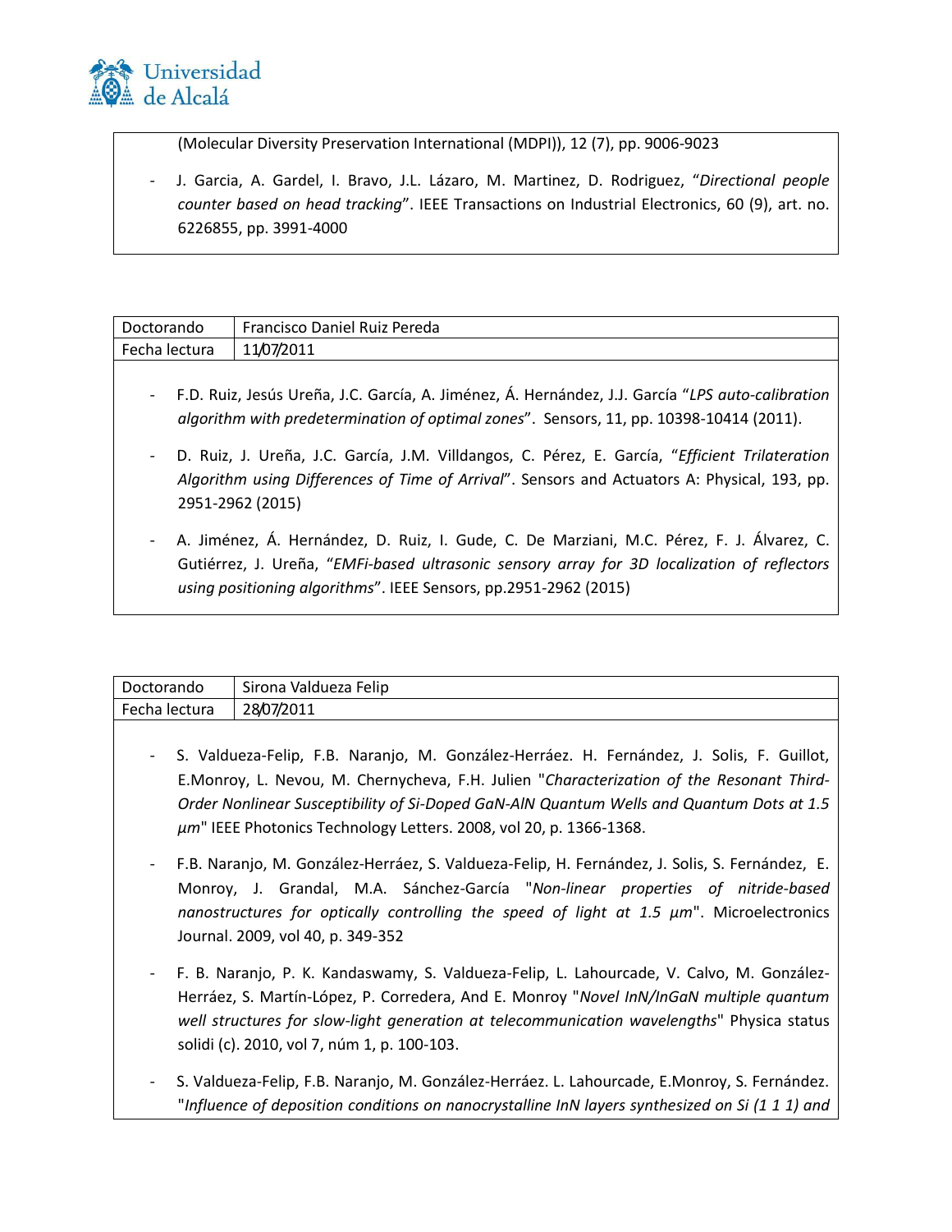(Molecular Diversity Preservation International (MDPI)), 12 (7), pp. 9006-9023

- J. Garcia, A. Gardel, I. Bravo, J.L. Lázaro, M. Martinez, D. Rodriguez, "*Directional people counter based on head tracking*". IEEE Transactions on Industrial Electronics, 60 (9), art. no. 6226855, pp. 3991-4000

| Doctorando | Francisco Daniel Ruiz Pereda |
|---|---|
| Fecha lectura | 11/07/2011 |

- F.D. Ruiz, Jesús Ureña, J.C. García, A. Jiménez, Á. Hernández, J.J. García "*LPS auto-calibration algorithm with predetermination of optimal zones*". Sensors, 11, pp. 10398-10414 (2011).
- D. Ruiz, J. Ureña, J.C. García, J.M. Villdangos, C. Pérez, E. García, "*Efficient Trilateration Algorithm using Differences of Time of Arrival*". Sensors and Actuators A: Physical, 193, pp. 2951-2962 (2015)
- A. Jiménez, Á. Hernández, D. Ruiz, I. Gude, C. De Marziani, M.C. Pérez, F. J. Álvarez, C. Gutiérrez, J. Ureña, "*EMFi-based ultrasonic sensory array for 3D localization of reflectors using positioning algorithms*". IEEE Sensors, pp.2951-2962 (2015)

| Doctorando | Sirona Valdueza Felip |
|---|---|
| Fecha lectura | 28/07/2011 |

- S. Valdueza-Felip, F.B. Naranjo, M. González-Herráez. H. Fernández, J. Solis, F. Guillot, E.Monroy, L. Nevou, M. Chernycheva, F.H. Julien "*Characterization of the Resonant Third-Order Nonlinear Susceptibility of Si-Doped GaN-AlN Quantum Wells and Quantum Dots at 1.5 µm*" IEEE Photonics Technology Letters. 2008, vol 20, p. 1366-1368.
- F.B. Naranjo, M. González-Herráez, S. Valdueza-Felip, H. Fernández, J. Solis, S. Fernández, E. Monroy, J. Grandal, M.A. Sánchez-García "*Non-linear properties of nitride-based nanostructures for optically controlling the speed of light at 1.5 µm*". Microelectronics Journal. 2009, vol 40, p. 349-352
- F. B. Naranjo, P. K. Kandaswamy, S. Valdueza-Felip, L. Lahourcade, V. Calvo, M. González-Herráez, S. Martín-López, P. Corredera, And E. Monroy "*Novel InN/InGaN multiple quantum well structures for slow-light generation at telecommunication wavelengths*" Physica status solidi (c). 2010, vol 7, núm 1, p. 100-103.
- S. Valdueza-Felip, F.B. Naranjo, M. González-Herráez. L. Lahourcade, E.Monroy, S. Fernández. "*Influence of deposition conditions on nanocrystalline InN layers synthesized on Si (1 1 1) and*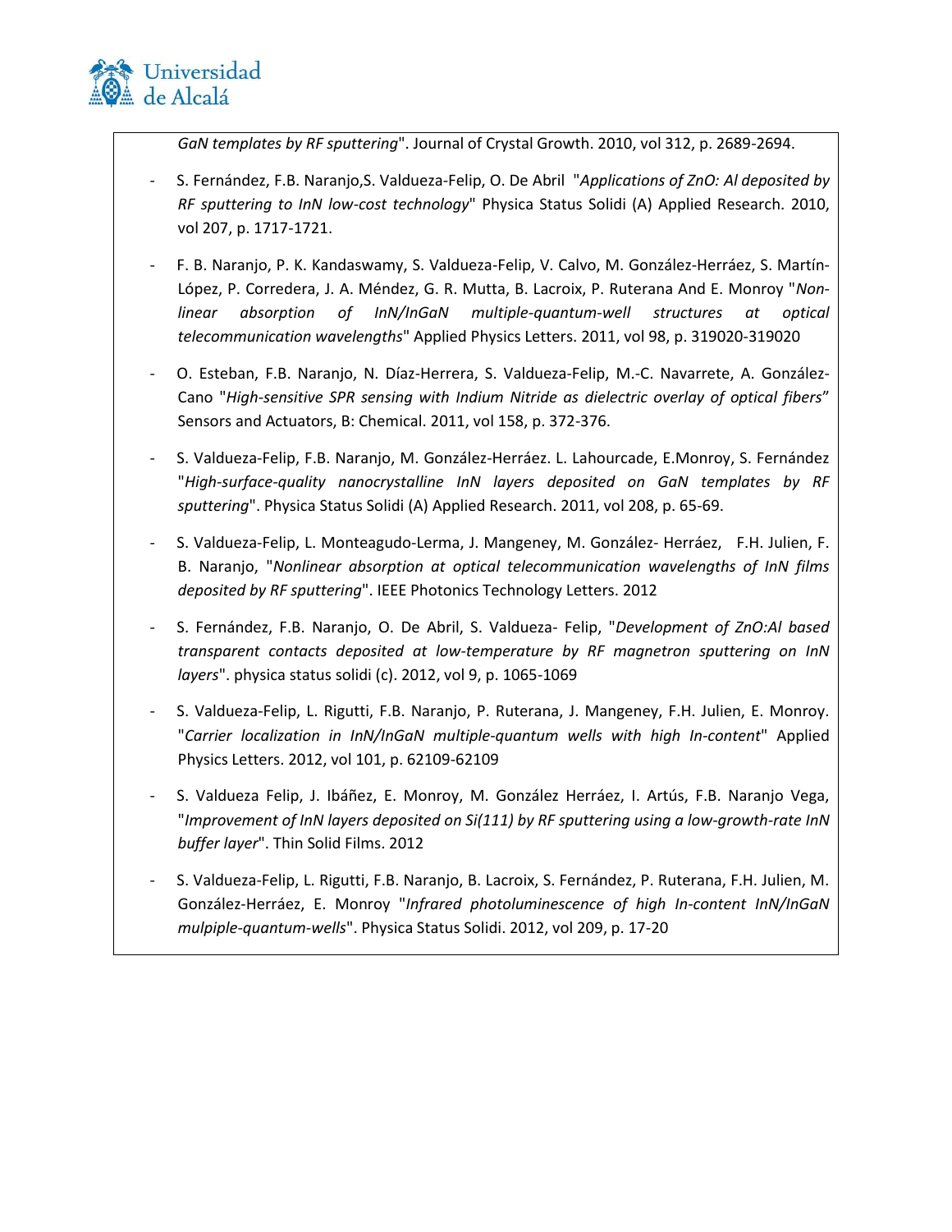*GaN templates by RF sputtering*". Journal of Crystal Growth. 2010, vol 312, p. 2689-2694.

- S. Fernández, F.B. Naranjo,S. Valdueza-Felip, O. De Abril "*Applications of ZnO: Al deposited by RF sputtering to InN low-cost technology*" Physica Status Solidi (A) Applied Research. 2010, vol 207, p. 1717-1721.
- F. B. Naranjo, P. K. Kandaswamy, S. Valdueza-Felip, V. Calvo, M. González-Herráez, S. Martín-López, P. Corredera, J. A. Méndez, G. R. Mutta, B. Lacroix, P. Ruterana And E. Monroy "*Non-linear absorption of InN/InGaN multiple-quantum-well structures at optical telecommunication wavelengths*" Applied Physics Letters. 2011, vol 98, p. 319020-319020
- O. Esteban, F.B. Naranjo, N. Díaz-Herrera, S. Valdueza-Felip, M.-C. Navarrete, A. González-Cano "*High-sensitive SPR sensing with Indium Nitride as dielectric overlay of optical fibers*" Sensors and Actuators, B: Chemical. 2011, vol 158, p. 372-376.
- S. Valdueza-Felip, F.B. Naranjo, M. González-Herráez. L. Lahourcade, E.Monroy, S. Fernández "*High-surface-quality nanocrystalline InN layers deposited on GaN templates by RF sputtering*". Physica Status Solidi (A) Applied Research. 2011, vol 208, p. 65-69.
- S. Valdueza-Felip, L. Monteagudo-Lerma, J. Mangeney, M. González- Herráez, F.H. Julien, F. B. Naranjo, "*Nonlinear absorption at optical telecommunication wavelengths of InN films deposited by RF sputtering*". IEEE Photonics Technology Letters. 2012
- S. Fernández, F.B. Naranjo, O. De Abril, S. Valdueza- Felip, "*Development of ZnO:Al based transparent contacts deposited at low-temperature by RF magnetron sputtering on InN layers*". physica status solidi (c). 2012, vol 9, p. 1065-1069
- S. Valdueza-Felip, L. Rigutti, F.B. Naranjo, P. Ruterana, J. Mangeney, F.H. Julien, E. Monroy. "*Carrier localization in InN/InGaN multiple-quantum wells with high In-content*" Applied Physics Letters. 2012, vol 101, p. 62109-62109
- S. Valdueza Felip, J. Ibáñez, E. Monroy, M. González Herráez, I. Artús, F.B. Naranjo Vega, "*Improvement of InN layers deposited on Si(111) by RF sputtering using a low-growth-rate InN buffer layer*". Thin Solid Films. 2012
- S. Valdueza-Felip, L. Rigutti, F.B. Naranjo, B. Lacroix, S. Fernández, P. Ruterana, F.H. Julien, M. González-Herráez, E. Monroy "*Infrared photoluminescence of high In-content InN/InGaN mulpiple-quantum-wells*". Physica Status Solidi. 2012, vol 209, p. 17-20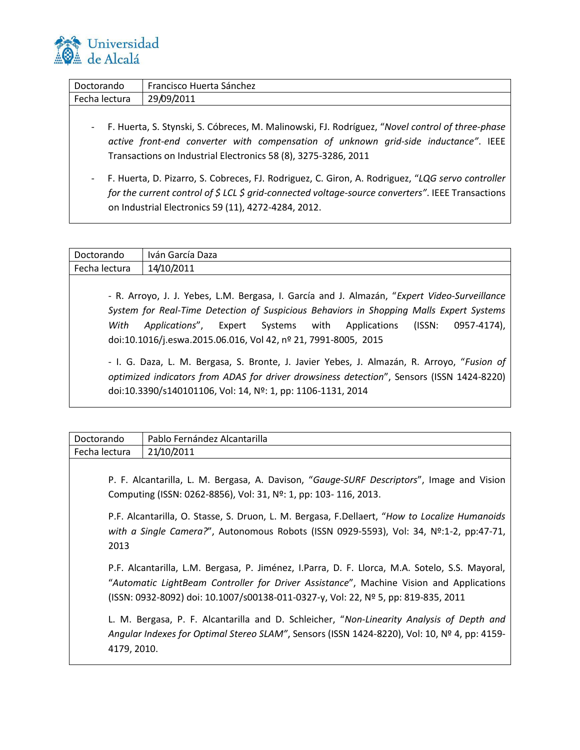| Doctorando | Francisco Huerta Sánchez |
|---|---|
| Fecha lectura | 29/09/2011 |

- F. Huerta, S. Stynski, S. Cóbreces, M. Malinowski, FJ. Rodríguez, "*Novel control of three-phase active front-end converter with compensation of unknown grid-side inductance*". IEEE Transactions on Industrial Electronics 58 (8), 3275-3286, 2011
- F. Huerta, D. Pizarro, S. Cobreces, FJ. Rodriguez, C. Giron, A. Rodriguez, "*LQG servo controller for the current control of $ LCL $ grid-connected voltage-source converters*". IEEE Transactions on Industrial Electronics 59 (11), 4272-4284, 2012.

| Doctorando | Iván García Daza |
|---|---|
| Fecha lectura | 14/10/2011 |

- R. Arroyo, J. J. Yebes, L.M. Bergasa, I. García and J. Almazán, "*Expert Video-Surveillance System for Real-Time Detection of Suspicious Behaviors in Shopping Malls Expert Systems With Applications*", Expert Systems with Applications (ISSN: 0957-4174), doi:10.1016/j.eswa.2015.06.016, Vol 42, nº 21, 7991-8005, 2015

- I. G. Daza, L. M. Bergasa, S. Bronte, J. Javier Yebes, J. Almazán, R. Arroyo, "*Fusion of optimized indicators from ADAS for driver drowsiness detection*", Sensors (ISSN 1424-8220) doi:10.3390/s140101106, Vol: 14, Nº: 1, pp: 1106-1131, 2014

| Doctorando | Pablo Fernández Alcantarilla |
|---|---|
| Fecha lectura | 21/10/2011 |

P. F. Alcantarilla, L. M. Bergasa, A. Davison, "*Gauge-SURF Descriptors*", Image and Vision Computing (ISSN: 0262-8856), Vol: 31, Nº: 1, pp: 103- 116, 2013.

P.F. Alcantarilla, O. Stasse, S. Druon, L. M. Bergasa, F.Dellaert, "*How to Localize Humanoids with a Single Camera?*", Autonomous Robots (ISSN 0929-5593), Vol: 34, Nº:1-2, pp:47-71, 2013

P.F. Alcantarilla, L.M. Bergasa, P. Jiménez, I.Parra, D. F. Llorca, M.A. Sotelo, S.S. Mayoral, "*Automatic LightBeam Controller for Driver Assistance*", Machine Vision and Applications (ISSN: 0932-8092) doi: 10.1007/s00138-011-0327-y, Vol: 22, Nº 5, pp: 819-835, 2011

L. M. Bergasa, P. F. Alcantarilla and D. Schleicher, "*Non-Linearity Analysis of Depth and Angular Indexes for Optimal Stereo SLAM*", Sensors (ISSN 1424-8220), Vol: 10, Nº 4, pp: 4159-4179, 2010.